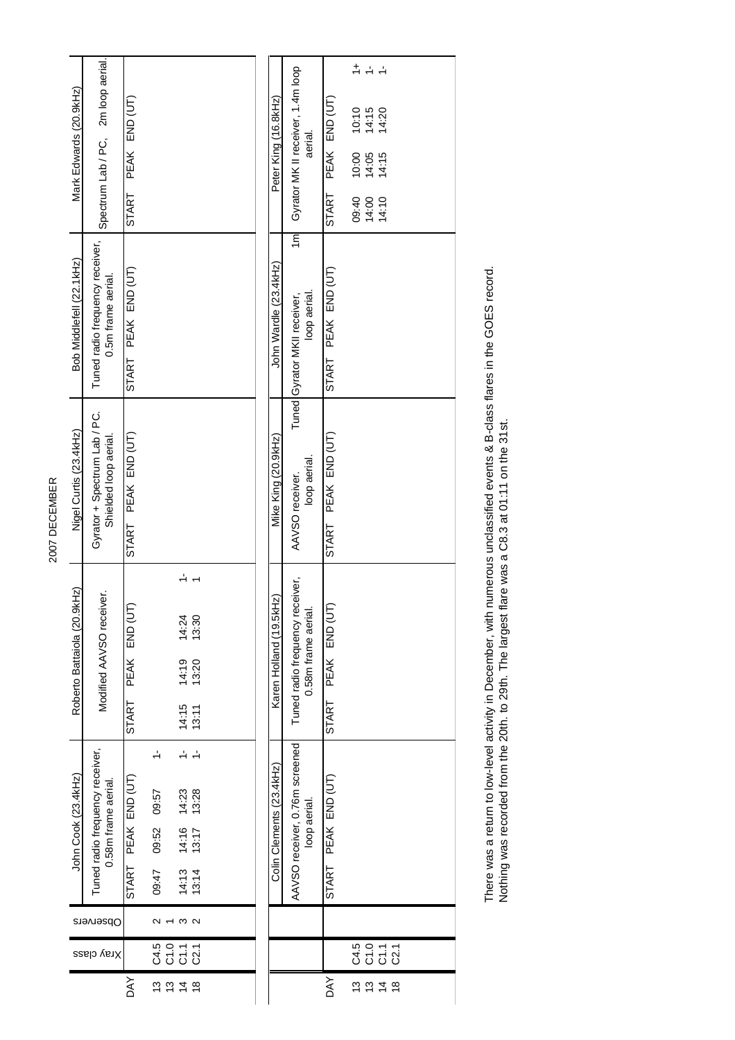# 2007 DECEMBER

| DAY | Xray class | Observers | John Cook (23.4kHz) | | | | Roberto Battaiola (20.9kHz) | | | | Nigel Curtis (23.4kHz) | | | | Bob Middlefell (22.1kHz) | | | | Mark Edwards (20.9kHz) | | | |
|---|---|---|---|---|---|---|---|---|---|---|---|---|---|---|---|---|---|---|---|---|---|---|
| | | | Tuned radio frequency receiver, 0.58m frame aerial. | | | | Modified AAVSO receiver. | | | | Gyrator + Spectrum Lab / PC. Shielded loop aerial. | | | | Tuned radio frequency receiver, 0.5m frame aerial. | | | | Spectrum Lab / PC, 2m loop aerial. | | | |
| | | | START | PEAK | END (UT) | | START | PEAK | END (UT) | | START | PEAK | END (UT) | | START | PEAK | END (UT) | | START | PEAK | END (UT) | |
| 13 | C4.5 | 2 | 09:47 | 09:52 | 09:57 | 1- | | | | | | | | | | | | | | | | |
| 13 | C1.0 | 1 | | | | | | | | | | | | | | | | | | | | |
| 14 | C1.1 | 3 | 14:13 | 14:16 | 14:23 | 1- | 14:15 | 14:19 | 14:24 | 1- | | | | | | | | | | | | |
| 18 | C2.1 | 2 | 13:14 | 13:17 | 13:28 | 1- | 13:11 | 13:20 | 13:30 | 1 | | | | | | | | | | | | |

| DAY | Xray class | Colin Clements (23.4kHz) | | | | Karen Holland (19.5kHz) | | | | Mike King (20.9kHz) | | | | John Wardle (23.4kHz) | | | | Peter King (16.8kHz) | | | |
|---|---|---|---|---|---|---|---|---|---|---|---|---|---|---|---|---|---|---|---|---|---|
| | | AAVSO receiver, 0.76m screened loop aerial. | | | | Tuned radio frequency receiver, 0.58m frame aerial. | | | | AAVSO receiver. Tuned loop aerial. | | | | Gyrator MKII receiver, 1m loop aerial. | | | | Gyrator MK II receiver, 1.4m loop aerial. | | | |
| | | START | PEAK | END (UT) | | START | PEAK | END (UT) | | START | PEAK | END (UT) | | START | PEAK | END (UT) | | START | PEAK | END (UT) | |
| 13 | C4.5 | | | | | | | | | | | | | | | | | 09:40 | 10:00 | 10:10 | 1+ |
| 13 | C1.0 | | | | | | | | | | | | | | | | | | | | |
| 14 | C1.1 | | | | | | | | | | | | | | | | | 14:00 | 14:05 | 14:15 | 1- |
| 18 | C2.1 | | | | | | | | | | | | | | | | | 14:10 | 14:15 | 14:20 | 1- |

There was a return to low-level activity in December, with numerous unclassified events & B-class flares in the GOES record. Nothing was recorded from the 20th. to 29th. The largest flare was a C8.3 at 01:11 on the 31st.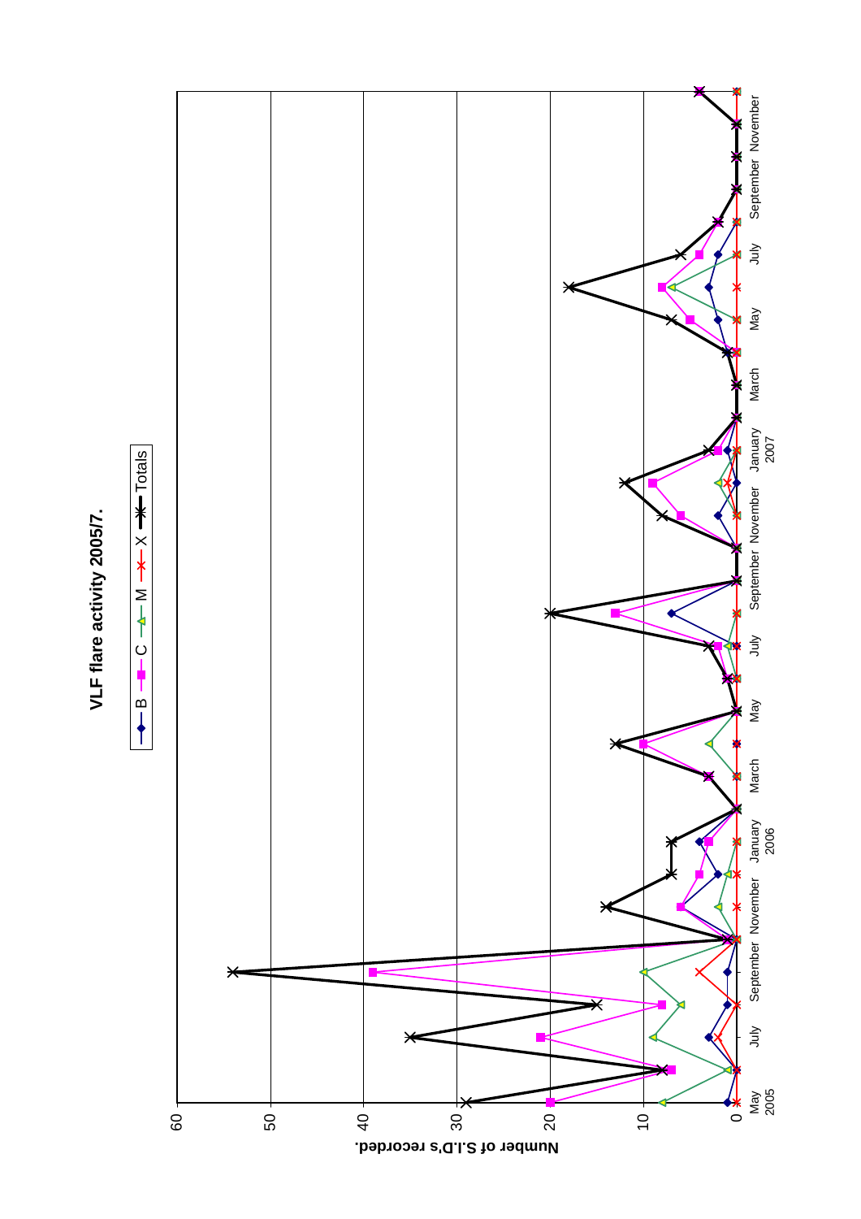VLF flare activity 2005/7.

B C M X Totals

Number of S.I.D's recorded.

0
10
20
30
40
50
60

May 2005
July
September
November
January 2006
March
May
July
September
November
January 2007
March
May
July
September
November